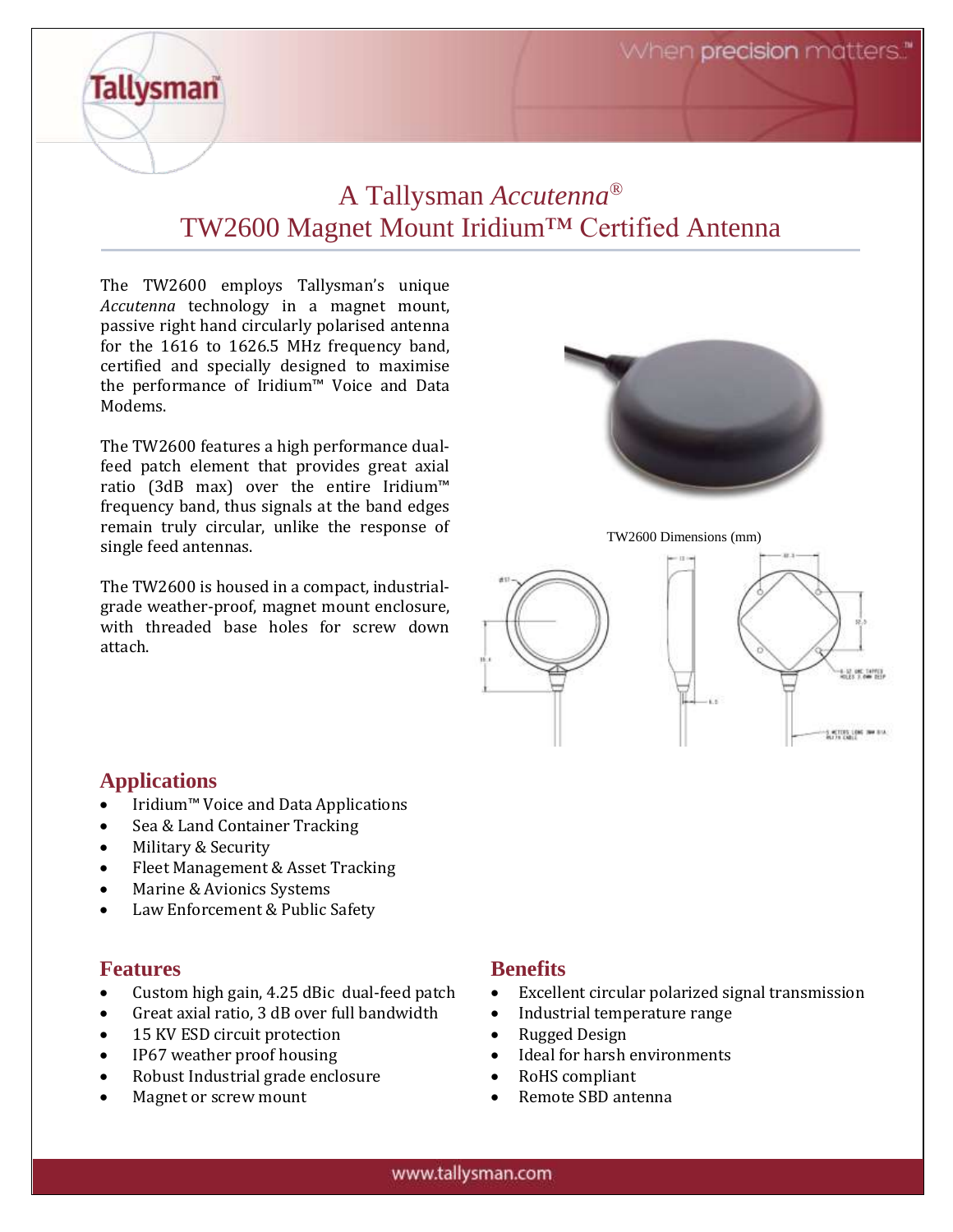# A Tallysman *Accutenna*®
# TW2600 Magnet Mount Iridium™ Certified Antenna

The TW2600 employs Tallysman's unique *Accutenna* technology in a magnet mount, passive right hand circularly polarised antenna for the 1616 to 1626.5 MHz frequency band, certified and specially designed to maximise the performance of Iridium™ Voice and Data Modems.

The TW2600 features a high performance dual-feed patch element that provides great axial ratio (3dB max) over the entire Iridium™ frequency band, thus signals at the band edges remain truly circular, unlike the response of single feed antennas.

The TW2600 is housed in a compact, industrial-grade weather-proof, magnet mount enclosure, with threaded base holes for screw down attach.

TW2600 Dimensions (mm)

## Applications

- Iridium™ Voice and Data Applications
- Sea & Land Container Tracking
- Military & Security
- Fleet Management & Asset Tracking
- Marine & Avionics Systems
- Law Enforcement & Public Safety

## Features

- Custom high gain, 4.25 dBic dual-feed patch
- Great axial ratio, 3 dB over full bandwidth
- 15 KV ESD circuit protection
- IP67 weather proof housing
- Robust Industrial grade enclosure
- Magnet or screw mount

## Benefits

- Excellent circular polarized signal transmission
- Industrial temperature range
- Rugged Design
- Ideal for harsh environments
- RoHS compliant
- Remote SBD antenna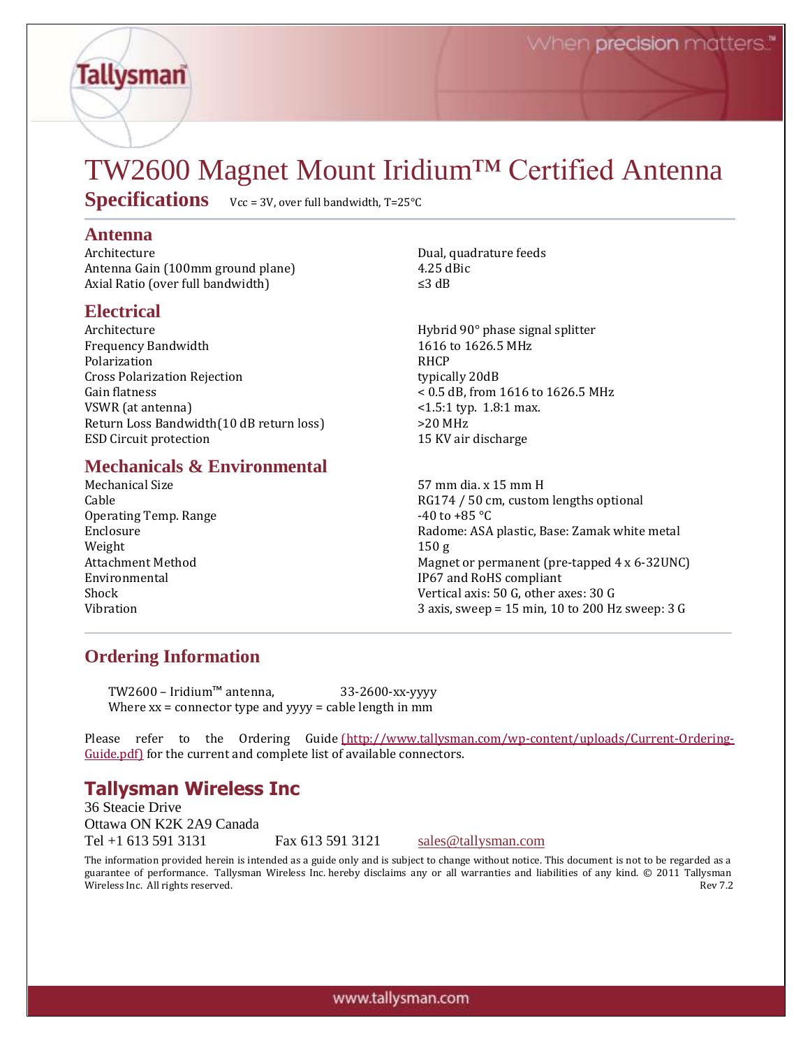# TW2600 Magnet Mount Iridium™ Certified Antenna

## Specifications

Vcc = 3V, over full bandwidth, T=25°C

### Antenna

| | |
|---|---|
| Architecture | Dual, quadrature feeds |
| Antenna Gain (100mm ground plane) | 4.25 dBic |
| Axial Ratio (over full bandwidth) | ≤3 dB |

### Electrical

| | |
|---|---|
| Architecture | Hybrid 90° phase signal splitter |
| Frequency Bandwidth | 1616 to 1626.5 MHz |
| Polarization | RHCP |
| Cross Polarization Rejection | typically 20dB |
| Gain flatness | < 0.5 dB, from 1616 to 1626.5 MHz |
| VSWR (at antenna) | <1.5:1 typ. 1.8:1 max. |
| Return Loss Bandwidth(10 dB return loss) | >20 MHz |
| ESD Circuit protection | 15 KV air discharge |

### Mechanicals & Environmental

| | |
|---|---|
| Mechanical Size | 57 mm dia. x 15 mm H |
| Cable | RG174 / 50 cm, custom lengths optional |
| Operating Temp. Range | -40 to +85 °C |
| Enclosure | Radome: ASA plastic, Base: Zamak white metal |
| Weight | 150 g |
| Attachment Method | Magnet or permanent (pre-tapped 4 x 6-32UNC) |
| Environmental | IP67 and RoHS compliant |
| Shock | Vertical axis: 50 G, other axes: 30 G |
| Vibration | 3 axis, sweep = 15 min, 10 to 200 Hz sweep: 3 G |

## Ordering Information

TW2600 – Iridium™ antenna, 33-2600-xx-yyyy
Where xx = connector type and yyyy = cable length in mm

Please refer to the Ordering Guide (http://www.tallysman.com/wp-content/uploads/Current-Ordering-Guide.pdf) for the current and complete list of available connectors.

## Tallysman Wireless Inc

36 Steacie Drive
Ottawa ON K2K 2A9 Canada
Tel +1 613 591 3131 Fax 613 591 3121 sales@tallysman.com

The information provided herein is intended as a guide only and is subject to change without notice. This document is not to be regarded as a guarantee of performance. Tallysman Wireless Inc. hereby disclaims any or all warranties and liabilities of any kind. © 2011 Tallysman Wireless Inc. All rights reserved. Rev 7.2